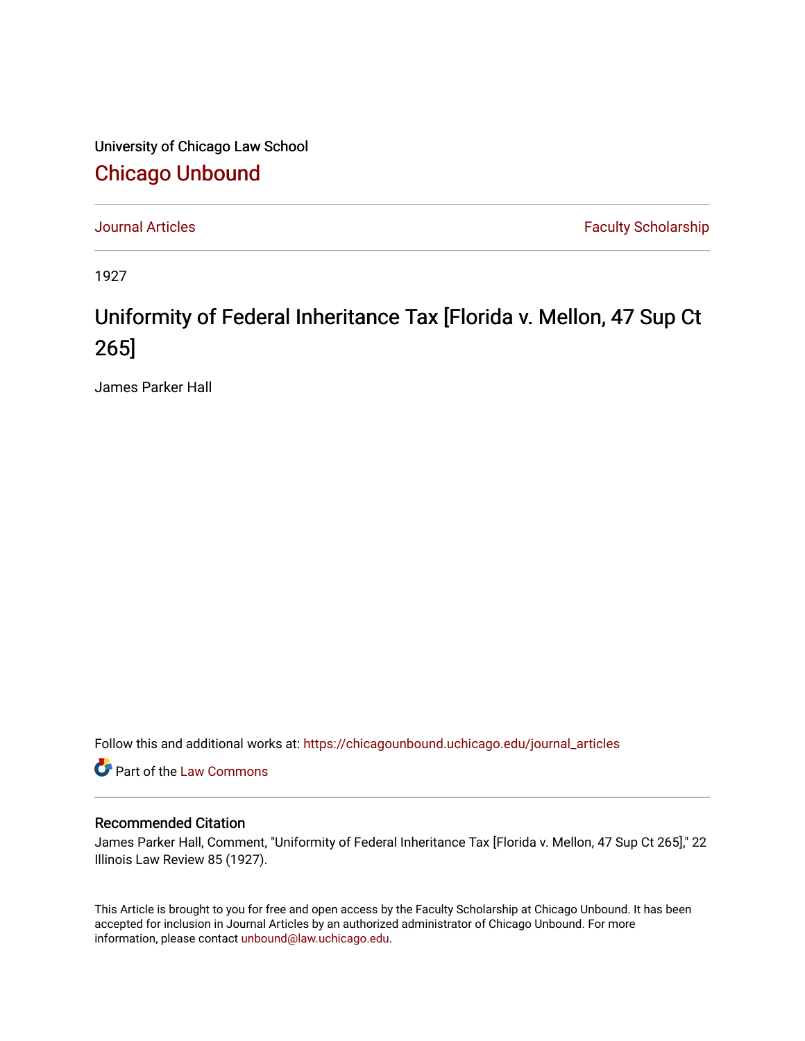University of Chicago Law School

## Chicago Unbound

Journal Articles | Faculty Scholarship

1927

# Uniformity of Federal Inheritance Tax [Florida v. Mellon, 47 Sup Ct 265]

James Parker Hall

Follow this and additional works at: https://chicagounbound.uchicago.edu/journal_articles

Part of the Law Commons

### Recommended Citation

James Parker Hall, Comment, "Uniformity of Federal Inheritance Tax [Florida v. Mellon, 47 Sup Ct 265]," 22 Illinois Law Review 85 (1927).

This Article is brought to you for free and open access by the Faculty Scholarship at Chicago Unbound. It has been accepted for inclusion in Journal Articles by an authorized administrator of Chicago Unbound. For more information, please contact unbound@law.uchicago.edu.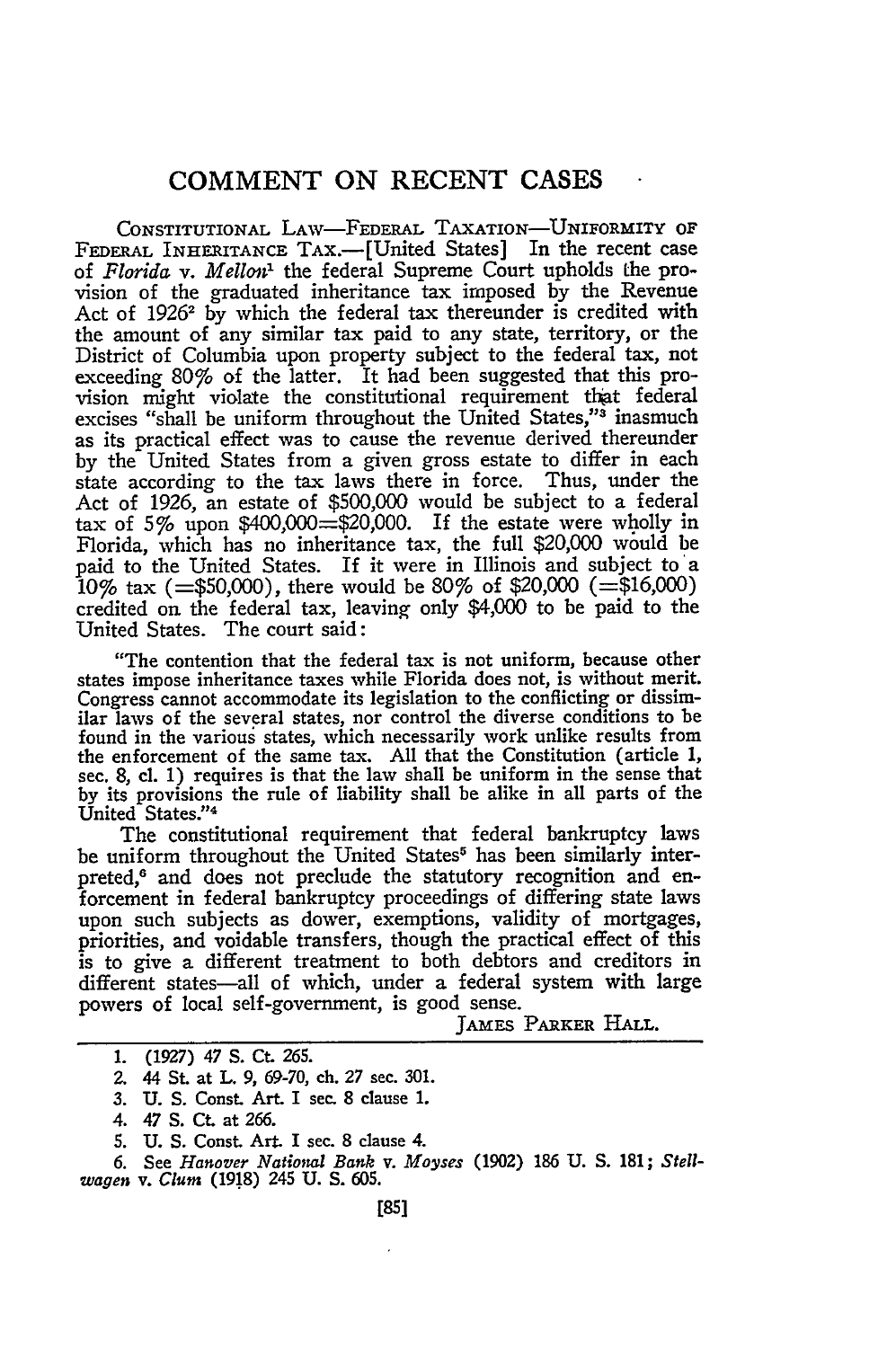# COMMENT ON RECENT CASES

CONSTITUTIONAL LAW—FEDERAL TAXATION—UNIFORMITY OF FEDERAL INHERITANCE TAX.—[United States] In the recent case of *Florida v. Mellon*[1] the federal Supreme Court upholds the provision of the graduated inheritance tax imposed by the Revenue Act of 1926[2] by which the federal tax thereunder is credited with the amount of any similar tax paid to any state, territory, or the District of Columbia upon property subject to the federal tax, not exceeding 80% of the latter. It had been suggested that this provision might violate the constitutional requirement that federal excises "shall be uniform throughout the United States,"[3] inasmuch as its practical effect was to cause the revenue derived thereunder by the United States from a given gross estate to differ in each state according to the tax laws there in force. Thus, under the Act of 1926, an estate of $500,000 would be subject to a federal tax of 5% upon $400,000=$20,000. If the estate were wholly in Florida, which has no inheritance tax, the full $20,000 would be paid to the United States. If it were in Illinois and subject to a 10% tax (=$50,000), there would be 80% of $20,000 (=$16,000) credited on the federal tax, leaving only $4,000 to be paid to the United States. The court said:

> "The contention that the federal tax is not uniform, because other states impose inheritance taxes while Florida does not, is without merit. Congress cannot accommodate its legislation to the conflicting or dissimilar laws of the several states, nor control the diverse conditions to be found in the various states, which necessarily work unlike results from the enforcement of the same tax. All that the Constitution (article 1, sec. 8, cl. 1) requires is that the law shall be uniform in the sense that by its provisions the rule of liability shall be alike in all parts of the United States."[4]

The constitutional requirement that federal bankruptcy laws be uniform throughout the United States[5] has been similarly interpreted,[6] and does not preclude the statutory recognition and enforcement in federal bankruptcy proceedings of differing state laws upon such subjects as dower, exemptions, validity of mortgages, priorities, and voidable transfers, though the practical effect of this is to give a different treatment to both debtors and creditors in different states—all of which, under a federal system with large powers of local self-government, is good sense.

JAMES PARKER HALL.

---

1. (1927) 47 S. Ct. 265.
2. 44 St. at L. 9, 69-70, ch. 27 sec. 301.
3. U. S. Const. Art. I sec. 8 clause 1.
4. 47 S. Ct. at 266.
5. U. S. Const. Art. I sec. 8 clause 4.
6. See *Hanover National Bank v. Moyses* (1902) 186 U. S. 181; *Stellwagen v. Clum* (1918) 245 U. S. 605.